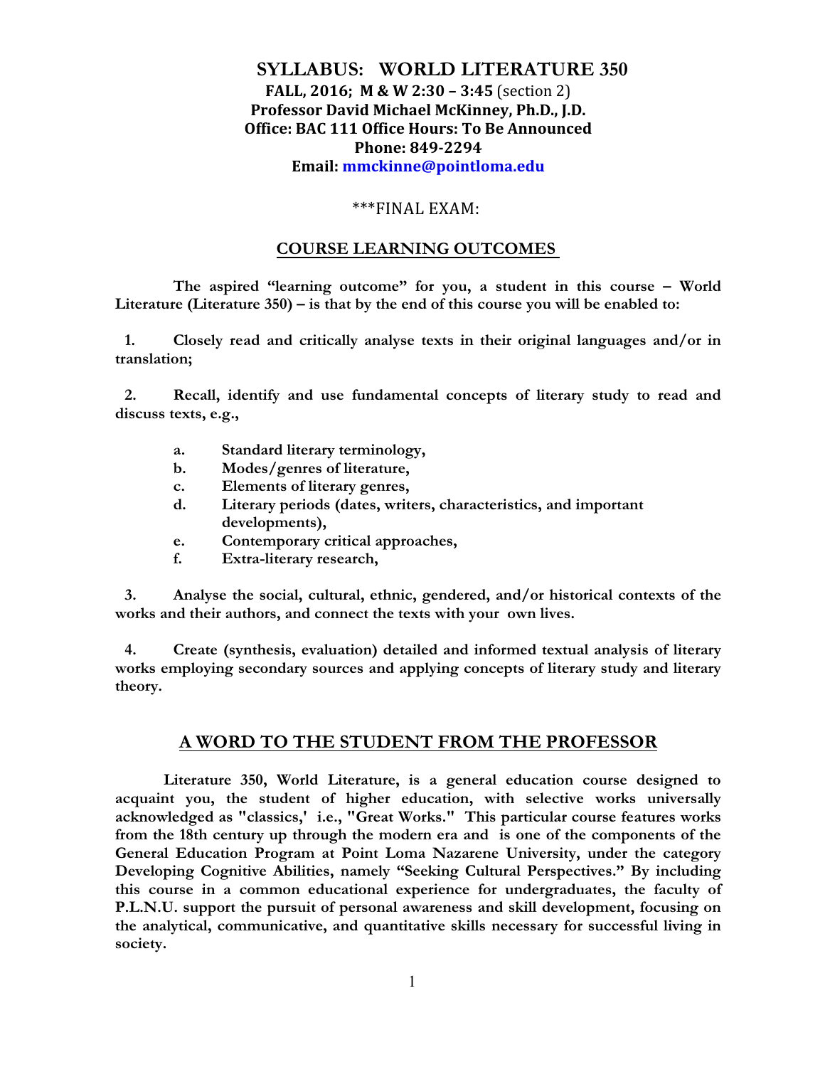# SYLLABUS: WORLD LITERATURE 350

**FALL, 2016; M & W 2:30 – 3:45** (section 2)
**Professor David Michael McKinney, Ph.D., J.D.**
**Office: BAC 111 Office Hours: To Be Announced**
**Phone: 849-2294**
**Email: mmckinne@pointloma.edu**

***FINAL EXAM:

## COURSE LEARNING OUTCOMES

**The aspired "learning outcome" for you, a student in this course – World Literature (Literature 350) – is that by the end of this course you will be enabled to:**

**1. Closely read and critically analyse texts in their original languages and/or in translation;**

**2. Recall, identify and use fundamental concepts of literary study to read and discuss texts, e.g.,**

- **a. Standard literary terminology,**
- **b. Modes/genres of literature,**
- **c. Elements of literary genres,**
- **d. Literary periods (dates, writers, characteristics, and important developments),**
- **e. Contemporary critical approaches,**
- **f. Extra-literary research,**

**3. Analyse the social, cultural, ethnic, gendered, and/or historical contexts of the works and their authors, and connect the texts with your own lives.**

**4. Create (synthesis, evaluation) detailed and informed textual analysis of literary works employing secondary sources and applying concepts of literary study and literary theory.**

## A WORD TO THE STUDENT FROM THE PROFESSOR

**Literature 350, World Literature, is a general education course designed to acquaint you, the student of higher education, with selective works universally acknowledged as "classics,' i.e., "Great Works." This particular course features works from the 18th century up through the modern era and is one of the components of the General Education Program at Point Loma Nazarene University, under the category Developing Cognitive Abilities, namely "Seeking Cultural Perspectives." By including this course in a common educational experience for undergraduates, the faculty of P.L.N.U. support the pursuit of personal awareness and skill development, focusing on the analytical, communicative, and quantitative skills necessary for successful living in society.**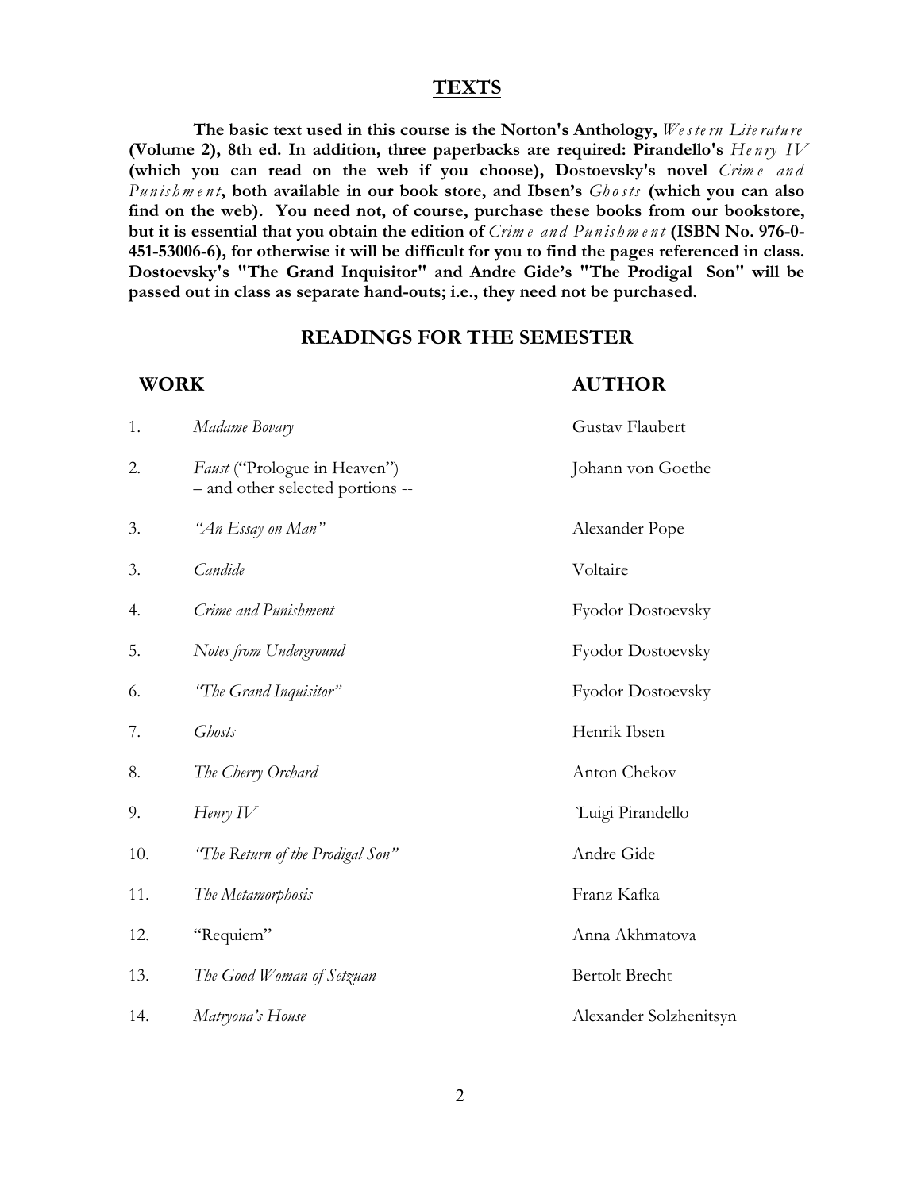## TEXTS

**The basic text used in this course is the Norton's Anthology,** ***Western Literature*** **(Volume 2), 8th ed. In addition, three paperbacks are required: Pirandello's** ***Henry IV*** **(which you can read on the web if you choose), Dostoevsky's novel** ***Crime and Punishment*****, both available in our book store, and Ibsen's** ***Ghosts*** **(which you can also find on the web). You need not, of course, purchase these books from our bookstore, but it is essential that you obtain the edition of** ***Crime and Punishment*** **(ISBN No. 976-0-451-53006-6), for otherwise it will be difficult for you to find the pages referenced in class. Dostoevsky's "The Grand Inquisitor" and Andre Gide's "The Prodigal Son" will be passed out in class as separate hand-outs; i.e., they need not be purchased.**

## READINGS FOR THE SEMESTER

| | WORK | AUTHOR |
|---|---|---|
| 1. | *Madame Bovary* | Gustav Flaubert |
| 2. | *Faust* ("Prologue in Heaven") – and other selected portions -- | Johann von Goethe |
| 3. | *"An Essay on Man"* | Alexander Pope |
| 3. | *Candide* | Voltaire |
| 4. | *Crime and Punishment* | Fyodor Dostoevsky |
| 5. | *Notes from Underground* | Fyodor Dostoevsky |
| 6. | *"The Grand Inquisitor"* | Fyodor Dostoevsky |
| 7. | *Ghosts* | Henrik Ibsen |
| 8. | *The Cherry Orchard* | Anton Chekov |
| 9. | *Henry IV* | `Luigi Pirandello |
| 10. | *"The Return of the Prodigal Son"* | Andre Gide |
| 11. | *The Metamorphosis* | Franz Kafka |
| 12. | "Requiem" | Anna Akhmatova |
| 13. | *The Good Woman of Setzuan* | Bertolt Brecht |
| 14. | *Matryona's House* | Alexander Solzhenitsyn |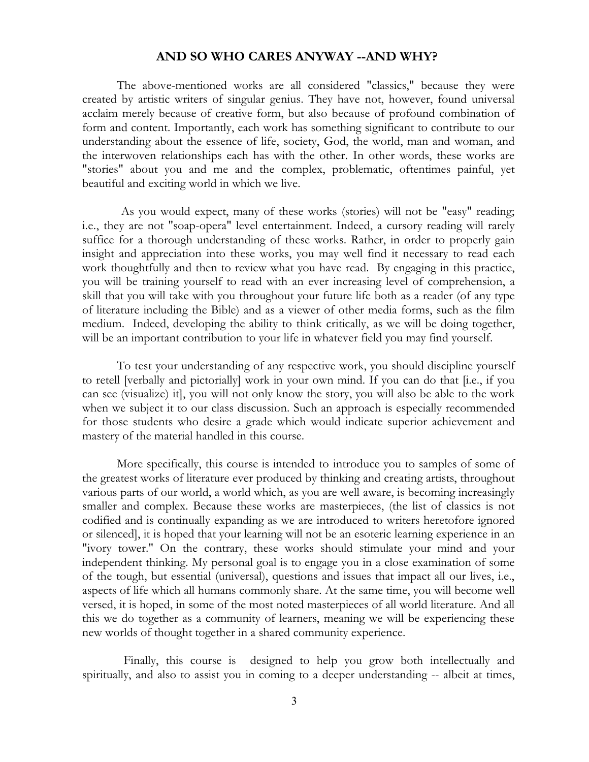## AND SO WHO CARES ANYWAY --AND WHY?

The above-mentioned works are all considered "classics," because they were created by artistic writers of singular genius. They have not, however, found universal acclaim merely because of creative form, but also because of profound combination of form and content. Importantly, each work has something significant to contribute to our understanding about the essence of life, society, God, the world, man and woman, and the interwoven relationships each has with the other. In other words, these works are "stories" about you and me and the complex, problematic, oftentimes painful, yet beautiful and exciting world in which we live.

As you would expect, many of these works (stories) will not be "easy" reading; i.e., they are not "soap-opera" level entertainment. Indeed, a cursory reading will rarely suffice for a thorough understanding of these works. Rather, in order to properly gain insight and appreciation into these works, you may well find it necessary to read each work thoughtfully and then to review what you have read. By engaging in this practice, you will be training yourself to read with an ever increasing level of comprehension, a skill that you will take with you throughout your future life both as a reader (of any type of literature including the Bible) and as a viewer of other media forms, such as the film medium. Indeed, developing the ability to think critically, as we will be doing together, will be an important contribution to your life in whatever field you may find yourself.

To test your understanding of any respective work, you should discipline yourself to retell [verbally and pictorially] work in your own mind. If you can do that [i.e., if you can see (visualize) it], you will not only know the story, you will also be able to the work when we subject it to our class discussion. Such an approach is especially recommended for those students who desire a grade which would indicate superior achievement and mastery of the material handled in this course.

More specifically, this course is intended to introduce you to samples of some of the greatest works of literature ever produced by thinking and creating artists, throughout various parts of our world, a world which, as you are well aware, is becoming increasingly smaller and complex. Because these works are masterpieces, (the list of classics is not codified and is continually expanding as we are introduced to writers heretofore ignored or silenced], it is hoped that your learning will not be an esoteric learning experience in an "ivory tower." On the contrary, these works should stimulate your mind and your independent thinking. My personal goal is to engage you in a close examination of some of the tough, but essential (universal), questions and issues that impact all our lives, i.e., aspects of life which all humans commonly share. At the same time, you will become well versed, it is hoped, in some of the most noted masterpieces of all world literature. And all this we do together as a community of learners, meaning we will be experiencing these new worlds of thought together in a shared community experience.

Finally, this course is designed to help you grow both intellectually and spiritually, and also to assist you in coming to a deeper understanding -- albeit at times,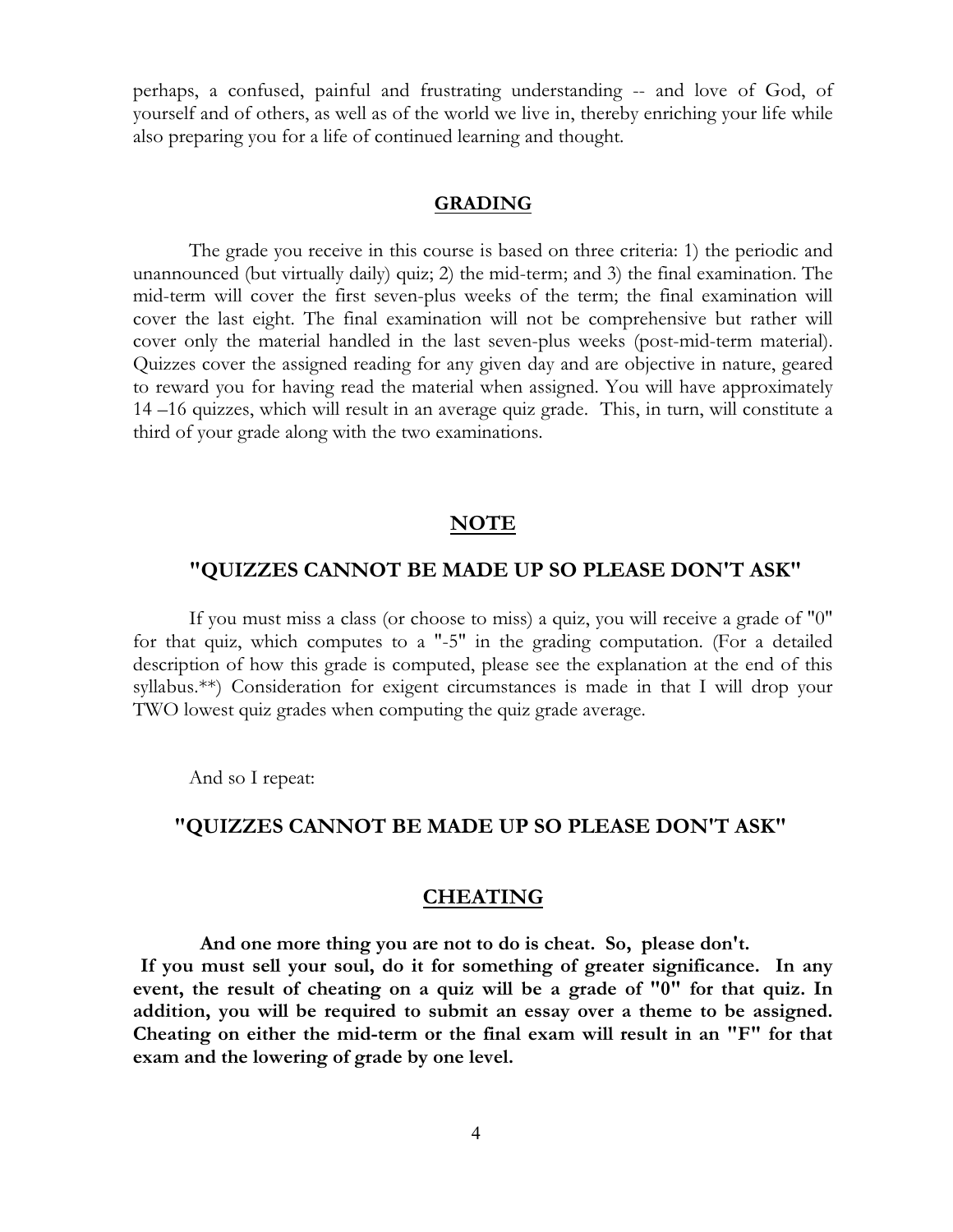perhaps, a confused, painful and frustrating understanding -- and love of God, of yourself and of others, as well as of the world we live in, thereby enriching your life while also preparing you for a life of continued learning and thought.

## GRADING

The grade you receive in this course is based on three criteria: 1) the periodic and unannounced (but virtually daily) quiz; 2) the mid-term; and 3) the final examination. The mid-term will cover the first seven-plus weeks of the term; the final examination will cover the last eight. The final examination will not be comprehensive but rather will cover only the material handled in the last seven-plus weeks (post-mid-term material). Quizzes cover the assigned reading for any given day and are objective in nature, geared to reward you for having read the material when assigned. You will have approximately 14 –16 quizzes, which will result in an average quiz grade. This, in turn, will constitute a third of your grade along with the two examinations.

## NOTE

### "QUIZZES CANNOT BE MADE UP SO PLEASE DON'T ASK"

If you must miss a class (or choose to miss) a quiz, you will receive a grade of "0" for that quiz, which computes to a "-5" in the grading computation. (For a detailed description of how this grade is computed, please see the explanation at the end of this syllabus.**) Consideration for exigent circumstances is made in that I will drop your TWO lowest quiz grades when computing the quiz grade average.

And so I repeat:

### "QUIZZES CANNOT BE MADE UP SO PLEASE DON'T ASK"

## CHEATING

**And one more thing you are not to do is cheat. So, please don't. If you must sell your soul, do it for something of greater significance. In any event, the result of cheating on a quiz will be a grade of "0" for that quiz. In addition, you will be required to submit an essay over a theme to be assigned. Cheating on either the mid-term or the final exam will result in an "F" for that exam and the lowering of grade by one level.**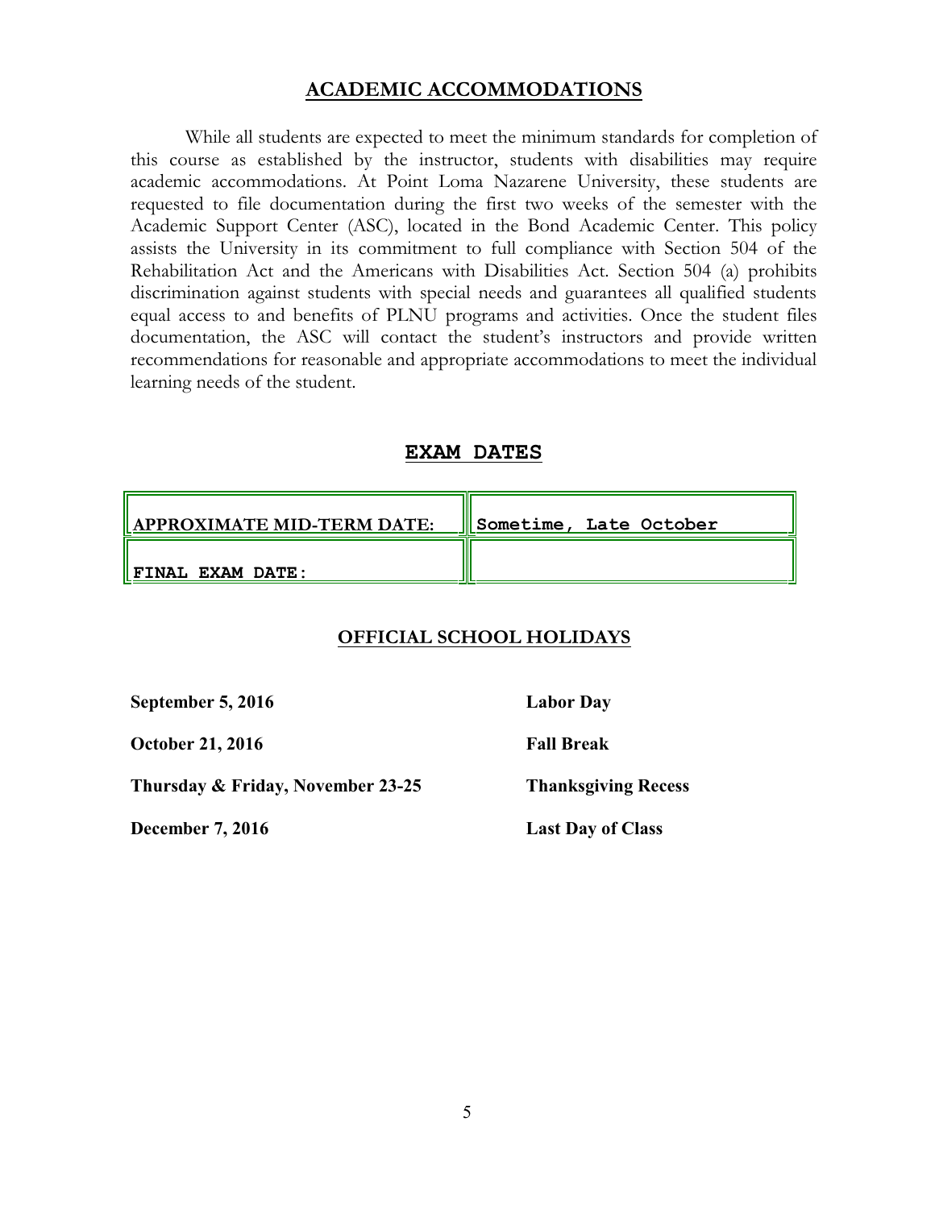## ACADEMIC ACCOMMODATIONS

While all students are expected to meet the minimum standards for completion of this course as established by the instructor, students with disabilities may require academic accommodations. At Point Loma Nazarene University, these students are requested to file documentation during the first two weeks of the semester with the Academic Support Center (ASC), located in the Bond Academic Center. This policy assists the University in its commitment to full compliance with Section 504 of the Rehabilitation Act and the Americans with Disabilities Act. Section 504 (a) prohibits discrimination against students with special needs and guarantees all qualified students equal access to and benefits of PLNU programs and activities. Once the student files documentation, the ASC will contact the student's instructors and provide written recommendations for reasonable and appropriate accommodations to meet the individual learning needs of the student.

## EXAM DATES

| | |
|---|---|
| **APPROXIMATE MID-TERM DATE:** | **Sometime, Late October** |
| **FINAL EXAM DATE:** | |

## OFFICIAL SCHOOL HOLIDAYS

| | |
|---|---|
| **September 5, 2016** | **Labor Day** |
| **October 21, 2016** | **Fall Break** |
| **Thursday & Friday, November 23-25** | **Thanksgiving Recess** |
| **December 7, 2016** | **Last Day of Class** |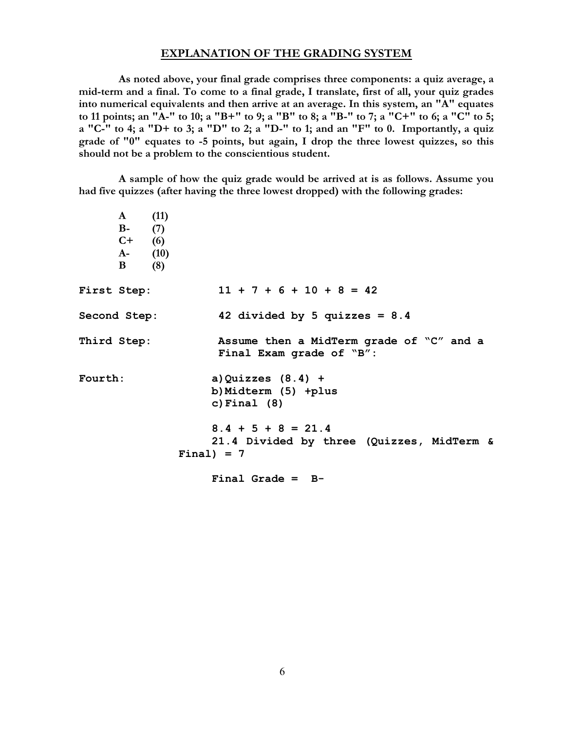## EXPLANATION OF THE GRADING SYSTEM

**As noted above, your final grade comprises three components: a quiz average, a mid-term and a final. To come to a final grade, I translate, first of all, your quiz grades into numerical equivalents and then arrive at an average. In this system, an "A" equates to 11 points; an "A-" to 10; a "B+" to 9; a "B" to 8; a "B-" to 7; a "C+" to 6; a "C" to 5; a "C-" to 4; a "D+ to 3; a "D" to 2; a "D-" to 1; and an "F" to 0. Importantly, a quiz grade of "0" equates to -5 points, but again, I drop the three lowest quizzes, so this should not be a problem to the conscientious student.**

**A sample of how the quiz grade would be arrived at is as follows. Assume you had five quizzes (after having the three lowest dropped) with the following grades:**

**A (11)**
**B- (7)**
**C+ (6)**
**A- (10)**
**B (8)**

**First Step:** $11 + 7 + 6 + 10 + 8 = 42$

**Second Step:** 42 divided by 5 quizzes = 8.4

**Third Step:** Assume then a MidTerm grade of "C" and a Final Exam grade of "B":

**Fourth:**

a) Quizzes (8.4) +
b) Midterm (5) +plus
c) Final (8)

$8.4 + 5 + 8 = 21.4$

21.4 Divided by three (Quizzes, MidTerm & Final) = 7

**Final Grade = B-**